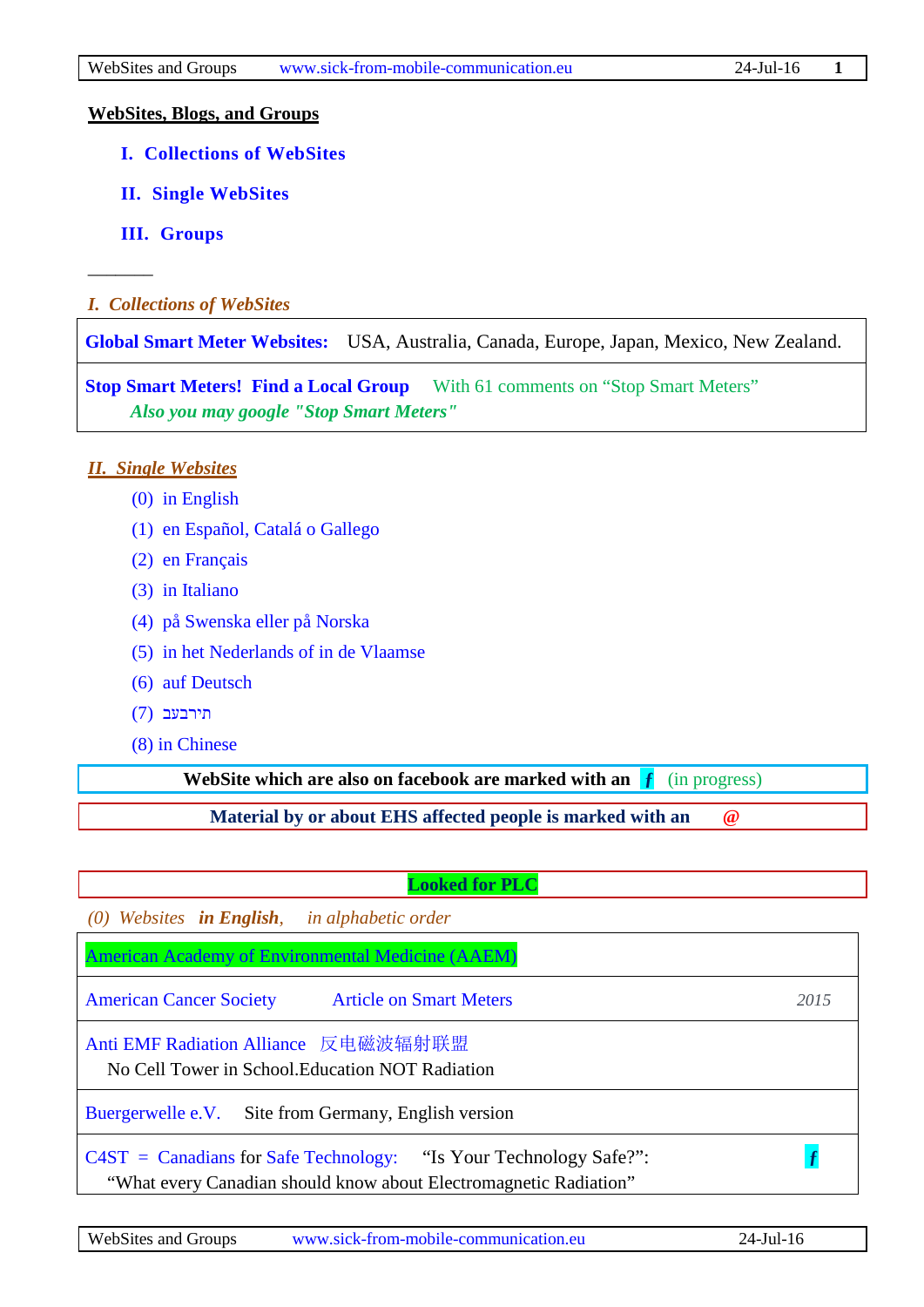## WebSites, Blogs, and Groups

**I. Collections of WebSites**

**II. Single WebSites**

**III. Groups**

———

### *I. Collections of WebSites*

| | |
|---|---|
| **Global Smart Meter Websites:** USA, Australia, Canada, Europe, Japan, Mexico, New Zealand. | |
| **Stop Smart Meters! Find a Local Group** With 61 comments on "Stop Smart Meters" *Also you may google "Stop Smart Meters"* | |

### *II. Single Websites*

(0) in English

(1) en Español, Catalá o Gallego

(2) en Français

(3) in Italiano

(4) på Swenska eller på Norska

(5) in het Nederlands of in de Vlaamse

(6) auf Deutsch

(7) עברית

(8) in Chinese

**WebSite which are also on facebook are marked with an *f*** (in progress)

**Material by or about EHS affected people is marked with an @**

**Looked for PLC**

*(0) Websites **in English**, in alphabetic order*

| | | |
|---|---|---|
| American Academy of Environmental Medicine (AAEM) | | |
| American Cancer Society | Article on Smart Meters | *2015* |
| Anti EMF Radiation Alliance 反电磁波辐射联盟<br>No Cell Tower in School.Education NOT Radiation | | |
| Buergerwelle e.V. | Site from Germany, English version | |
| C4ST = Canadians for Safe Technology: "Is Your Technology Safe?":<br>"What every Canadian should know about Electromagnetic Radiation" | | *f* |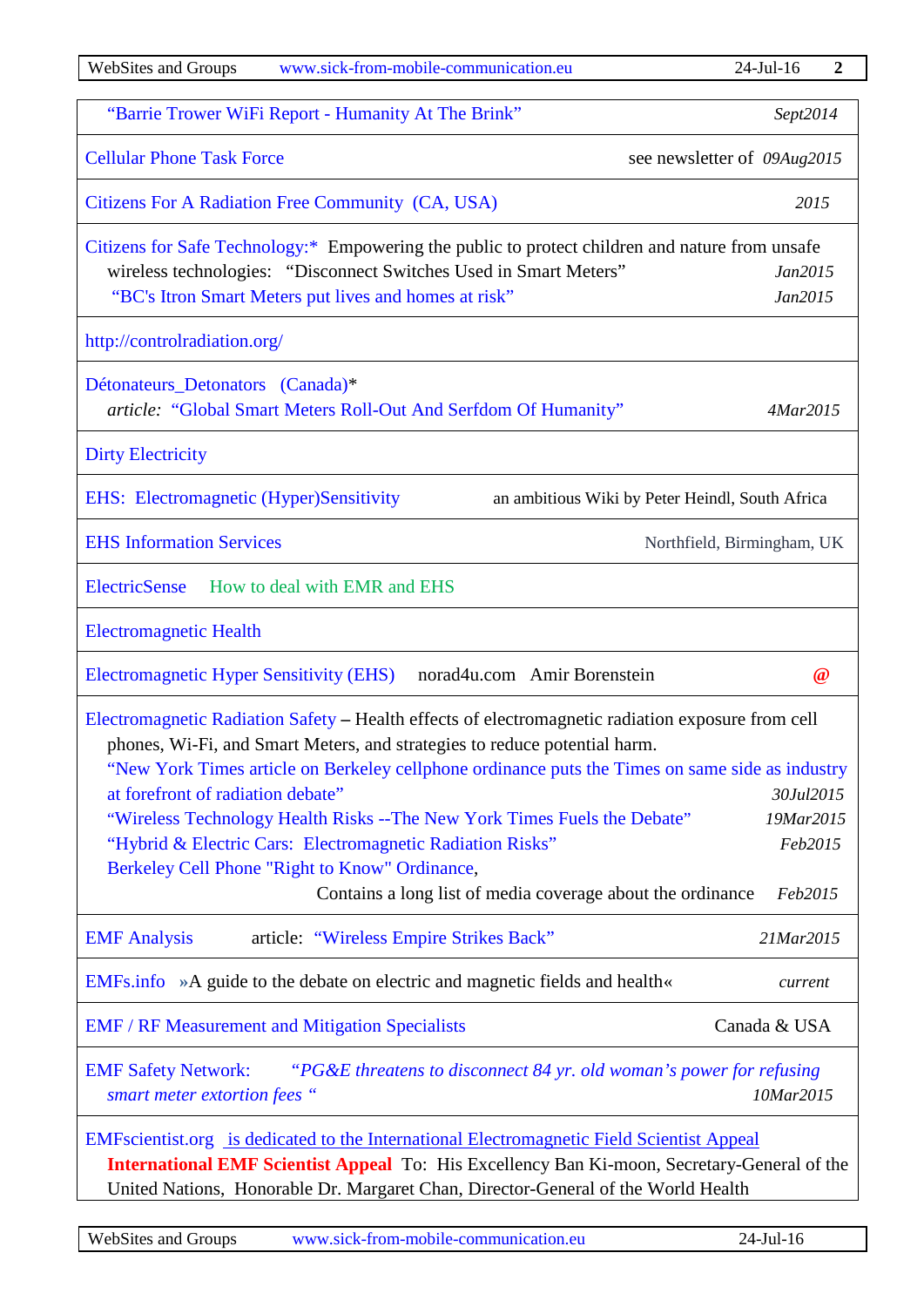| | |
|---|---|
| "Barrie Trower WiFi Report - Humanity At The Brink" | *Sept2014* |
| Cellular Phone Task Force | see newsletter of *09Aug2015* |
| Citizens For A Radiation Free Community (CA, USA) | *2015* |
| Citizens for Safe Technology:* Empowering the public to protect children and nature from unsafe wireless technologies: "Disconnect Switches Used in Smart Meters" <br> "BC's Itron Smart Meters put lives and homes at risk" | *Jan2015* <br> *Jan2015* |
| http://controlradiation.org/ | |
| Détonateurs_Detonators (Canada)* <br> *article:* "Global Smart Meters Roll-Out And Serfdom Of Humanity" | *4Mar2015* |
| Dirty Electricity | |
| EHS: Electromagnetic (Hyper)Sensitivity | an ambitious Wiki by Peter Heindl, South Africa |
| EHS Information Services | Northfield, Birmingham, UK |
| ElectricSense How to deal with EMR and EHS | |
| Electromagnetic Health | |
| Electromagnetic Hyper Sensitivity (EHS) norad4u.com Amir Borenstein | @ |
| Electromagnetic Radiation Safety – Health effects of electromagnetic radiation exposure from cell phones, Wi-Fi, and Smart Meters, and strategies to reduce potential harm. <br> "New York Times article on Berkeley cellphone ordinance puts the Times on same side as industry at forefront of radiation debate" <br> "Wireless Technology Health Risks --The New York Times Fuels the Debate" <br> "Hybrid & Electric Cars: Electromagnetic Radiation Risks" <br> Berkeley Cell Phone "Right to Know" Ordinance, Contains a long list of media coverage about the ordinance | <br> *30Jul2015* <br> *19Mar2015* <br> *Feb2015* <br> *Feb2015* |
| EMF Analysis article: "Wireless Empire Strikes Back" | *21Mar2015* |
| EMFs.info »A guide to the debate on electric and magnetic fields and health« | *current* |
| EMF / RF Measurement and Mitigation Specialists | Canada & USA |
| EMF Safety Network: *"PG&E threatens to disconnect 84 yr. old woman's power for refusing smart meter extortion fees "* | *10Mar2015* |
| EMFscientist.org is dedicated to the International Electromagnetic Field Scientist Appeal <br> **International EMF Scientist Appeal** To: His Excellency Ban Ki-moon, Secretary-General of the United Nations, Honorable Dr. Margaret Chan, Director-General of the World Health | |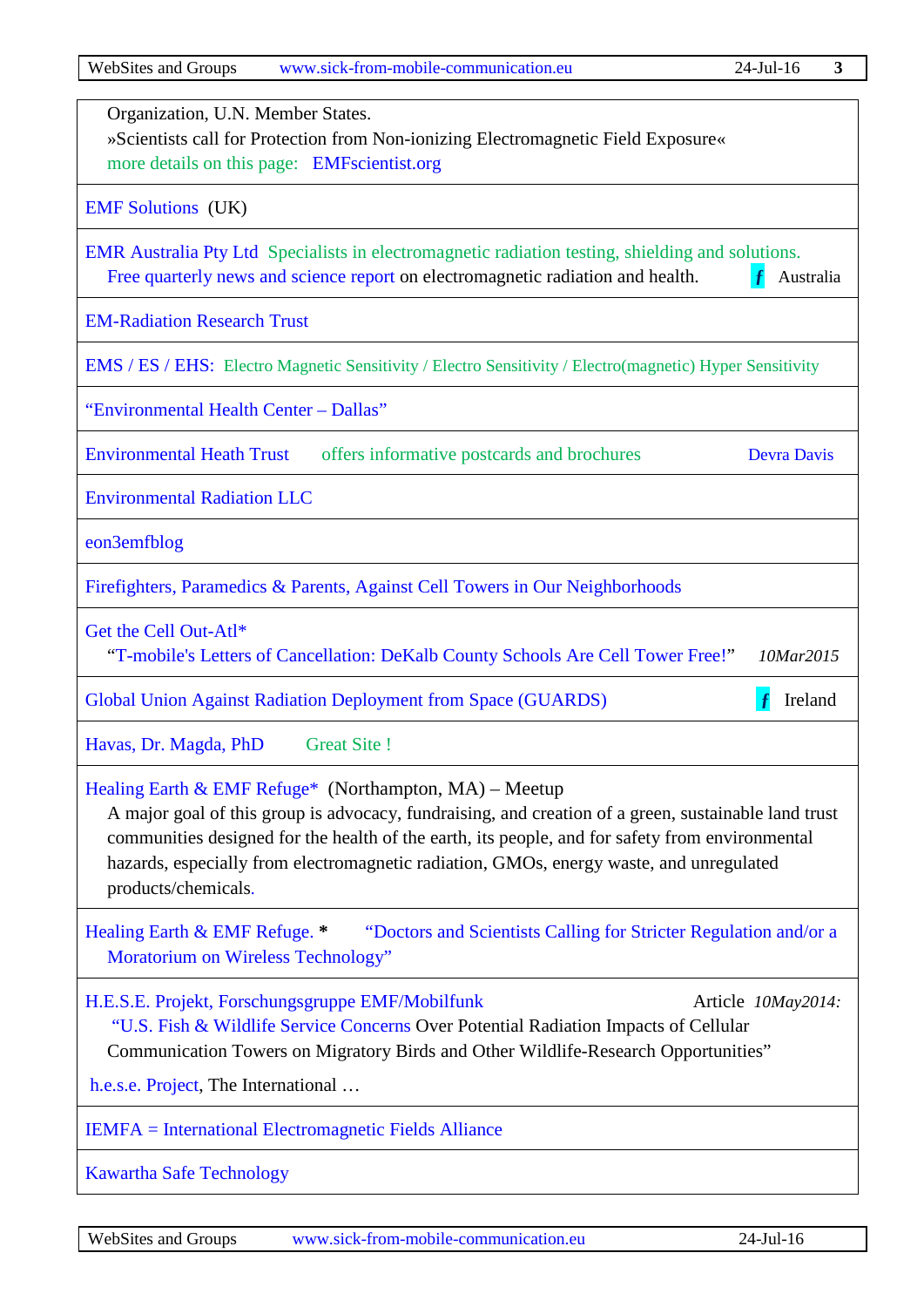| |
|---|
| Organization, U.N. Member States.<br>»Scientists call for Protection from Non-ionizing Electromagnetic Field Exposure«<br>more details on this page: EMFscientist.org |
| EMF Solutions (UK) |
| EMR Australia Pty Ltd Specialists in electromagnetic radiation testing, shielding and solutions.<br>Free quarterly news and science report on electromagnetic radiation and health. f Australia |
| EM-Radiation Research Trust |
| EMS / ES / EHS: Electro Magnetic Sensitivity / Electro Sensitivity / Electro(magnetic) Hyper Sensitivity |
| "Environmental Health Center – Dallas" |
| Environmental Heath Trust offers informative postcards and brochures Devra Davis |
| Environmental Radiation LLC |
| eon3emfblog |
| Firefighters, Paramedics & Parents, Against Cell Towers in Our Neighborhoods |
| Get the Cell Out-Atl*<br>"T-mobile's Letters of Cancellation: DeKalb County Schools Are Cell Tower Free!" *10Mar2015* |
| Global Union Against Radiation Deployment from Space (GUARDS) f Ireland |
| Havas, Dr. Magda, PhD Great Site ! |
| Healing Earth & EMF Refuge* (Northampton, MA) – Meetup<br>A major goal of this group is advocacy, fundraising, and creation of a green, sustainable land trust communities designed for the health of the earth, its people, and for safety from environmental hazards, especially from electromagnetic radiation, GMOs, energy waste, and unregulated products/chemicals. |
| Healing Earth & EMF Refuge. * "Doctors and Scientists Calling for Stricter Regulation and/or a Moratorium on Wireless Technology" |
| H.E.S.E. Projekt, Forschungsgruppe EMF/Mobilfunk Article *10May2014:*<br>"U.S. Fish & Wildlife Service Concerns Over Potential Radiation Impacts of Cellular Communication Towers on Migratory Birds and Other Wildlife-Research Opportunities"<br>h.e.s.e. Project, The International … |
| IEMFA = International Electromagnetic Fields Alliance |
| Kawartha Safe Technology |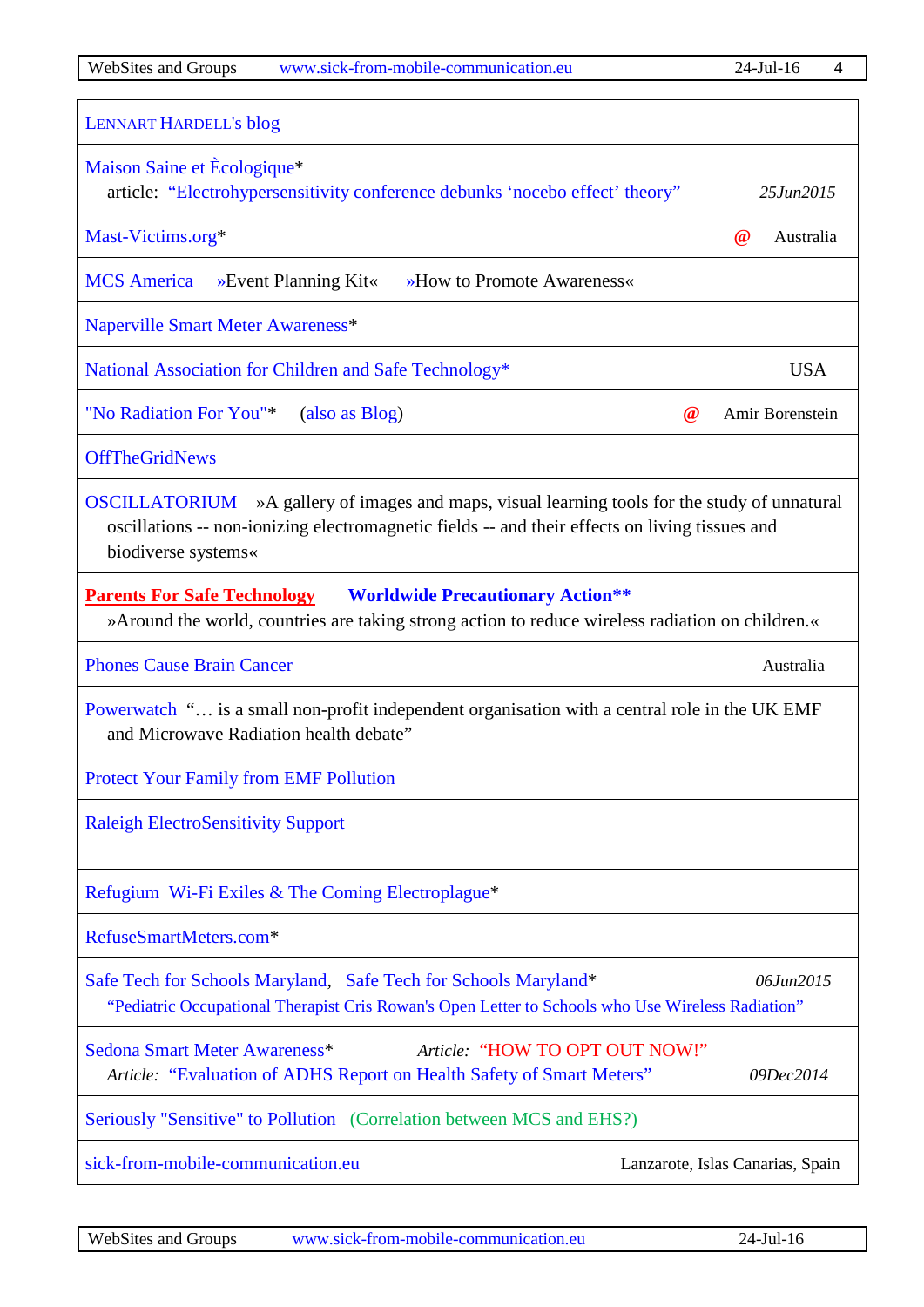| |
|---|
| LENNART HARDELL's blog |
| Maison Saine et Ècologique* <br> article: “Electrohypersensitivity conference debunks ‘nocebo effect’ theory” *25Jun2015* |
| Mast-Victims.org* @ Australia |
| MCS America »Event Planning Kit« »How to Promote Awareness« |
| Naperville Smart Meter Awareness* |
| National Association for Children and Safe Technology* USA |
| "No Radiation For You"* (also as Blog) @ Amir Borenstein |
| OffTheGridNews |
| OSCILLATORIUM »A gallery of images and maps, visual learning tools for the study of unnatural oscillations -- non-ionizing electromagnetic fields -- and their effects on living tissues and biodiverse systems« |
| **Parents For Safe Technology** **Worldwide Precautionary Action**** <br> »Around the world, countries are taking strong action to reduce wireless radiation on children.« |
| Phones Cause Brain Cancer Australia |
| Powerwatch “… is a small non-profit independent organisation with a central role in the UK EMF and Microwave Radiation health debate” |
| Protect Your Family from EMF Pollution |
| Raleigh ElectroSensitivity Support |
| |
| Refugium Wi-Fi Exiles & The Coming Electroplague* |
| RefuseSmartMeters.com* |
| Safe Tech for Schools Maryland, Safe Tech for Schools Maryland* *06Jun2015* <br> “Pediatric Occupational Therapist Cris Rowan's Open Letter to Schools who Use Wireless Radiation” |
| Sedona Smart Meter Awareness* *Article:* “HOW TO OPT OUT NOW!” <br> *Article:* “Evaluation of ADHS Report on Health Safety of Smart Meters” *09Dec2014* |
| Seriously "Sensitive" to Pollution (Correlation between MCS and EHS?) |
| sick-from-mobile-communication.eu Lanzarote, Islas Canarias, Spain |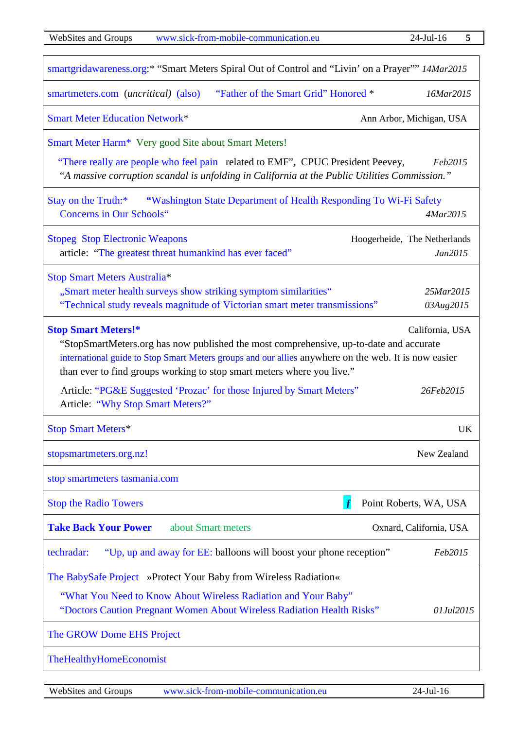| |
|---|
| smartgridawareness.org:* "Smart Meters Spiral Out of Control and "Livin' on a Prayer"" *14Mar2015* |
| smartmeters.com (*uncritical*) (also) "Father of the Smart Grid" Honored * *16Mar2015* |
| Smart Meter Education Network* Ann Arbor, Michigan, USA |
| Smart Meter Harm* Very good Site about Smart Meters!<br>"There really are people who feel pain related to EMF", CPUC President Peevey, *Feb2015*<br>"*A massive corruption scandal is unfolding in California at the Public Utilities Commission.*" |
| Stay on the Truth:* "Washington State Department of Health Responding To Wi-Fi Safety Concerns in Our Schools" *4Mar2015* |
| Stopeg Stop Electronic Weapons Hoogerheide, The Netherlands<br>article: "The greatest threat humankind has ever faced" *Jan2015* |
| Stop Smart Meters Australia*<br>„Smart meter health surveys show striking symptom similarities" *25Mar2015*<br>"Technical study reveals magnitude of Victorian smart meter transmissions" *03Aug2015* |
| **Stop Smart Meters!*** California, USA<br>"StopSmartMeters.org has now published the most comprehensive, up-to-date and accurate international guide to Stop Smart Meters groups and our allies anywhere on the web. It is now easier than ever to find groups working to stop smart meters where you live."<br>Article: "PG&E Suggested 'Prozac' for those Injured by Smart Meters" *26Feb2015*<br>Article: "Why Stop Smart Meters?" |
| Stop Smart Meters* UK |
| stopsmartmeters.org.nz! New Zealand |
| stop smartmeters tasmania.com |
| Stop the Radio Towers *f* Point Roberts, WA, USA |
| **Take Back Your Power** about Smart meters Oxnard, California, USA |
| techradar: "Up, up and away for EE: balloons will boost your phone reception" *Feb2015* |
| The BabySafe Project »Protect Your Baby from Wireless Radiation«<br>"What You Need to Know About Wireless Radiation and Your Baby"<br>"Doctors Caution Pregnant Women About Wireless Radiation Health Risks" *01Jul2015* |
| The GROW Dome EHS Project |
| TheHealthyHomeEconomist |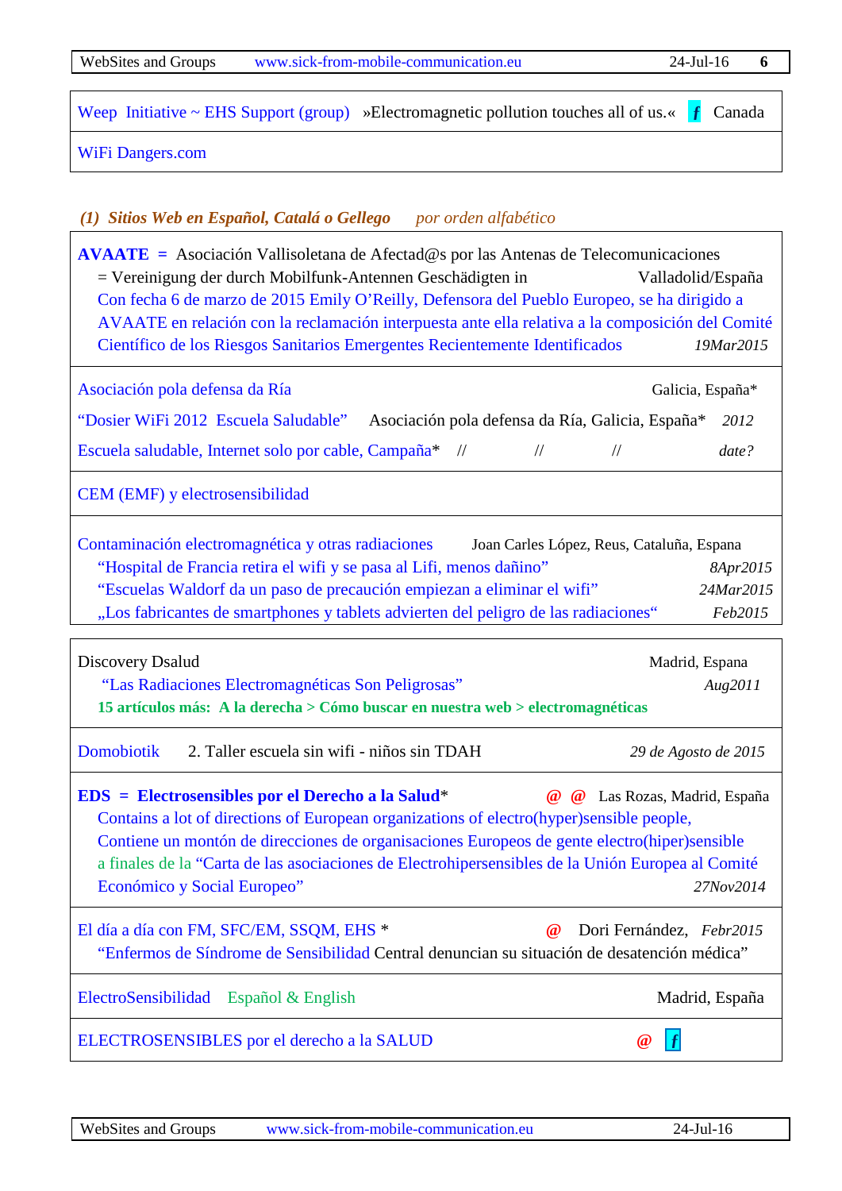Weep Initiative ~ EHS Support (group) »Electromagnetic pollution touches all of us.« f Canada

WiFi Dangers.com

### *(1) Sitios Web en Español, Catalá o Gellego* *por orden alfabético*

**AVAATE = ** Asociación Vallisoletana de Afectad@s por las Antenas de Telecomunicaciones
= Vereinigung der durch Mobilfunk-Antennen Geschädigten in Valladolid/España
Con fecha 6 de marzo de 2015 Emily O'Reilly, Defensora del Pueblo Europeo, se ha dirigido a AVAATE en relación con la reclamación interpuesta ante ella relativa a la composición del Comité Científico de los Riesgos Sanitarios Emergentes Recientemente Identificados *19Mar2015*

---

Asociación pola defensa da Ría Galicia, España*

"Dosier WiFi 2012 Escuela Saludable" Asociación pola defensa da Ría, Galicia, España* *2012*

Escuela saludable, Internet solo por cable, Campaña* // // // *date?*

---

CEM (EMF) y electrosensibilidad

---

Contaminación electromagnética y otras radiaciones Joan Carles López, Reus, Cataluña, Espana
"Hospital de Francia retira el wifi y se pasa al Lifi, menos dañino" *8Apr2015*
"Escuelas Waldorf da un paso de precaución empiezan a eliminar el wifi" *24Mar2015*
„Los fabricantes de smartphones y tablets advierten del peligro de las radiaciones" *Feb2015*

---

Discovery Dsalud Madrid, Espana
"Las Radiaciones Electromagnéticas Son Peligrosas" *Aug2011*
**15 artículos más: A la derecha > Cómo buscar en nuestra web > electromagnéticas**

---

Domobiotik 2. Taller escuela sin wifi - niños sin TDAH *29 de Agosto de 2015*

---

**EDS = Electrosensibles por el Derecho a la Salud*** @ @ Las Rozas, Madrid, España
Contains a lot of directions of European organizations of electro(hyper)sensible people,
Contiene un montón de direcciones de organisaciones Europeos de gente electro(hiper)sensible
a finales de la "Carta de las asociaciones de Electrohipersensibles de la Unión Europea al Comité Económico y Social Europeo" *27Nov2014*

---

El día a día con FM, SFC/EM, SSQM, EHS * @ Dori Fernández, *Febr2015*
"Enfermos de Síndrome de Sensibilidad Central denuncian su situación de desatención médica"

---

ElectroSensibilidad Español & English Madrid, España

---

ELECTROSENSIBLES por el derecho a la SALUD @ f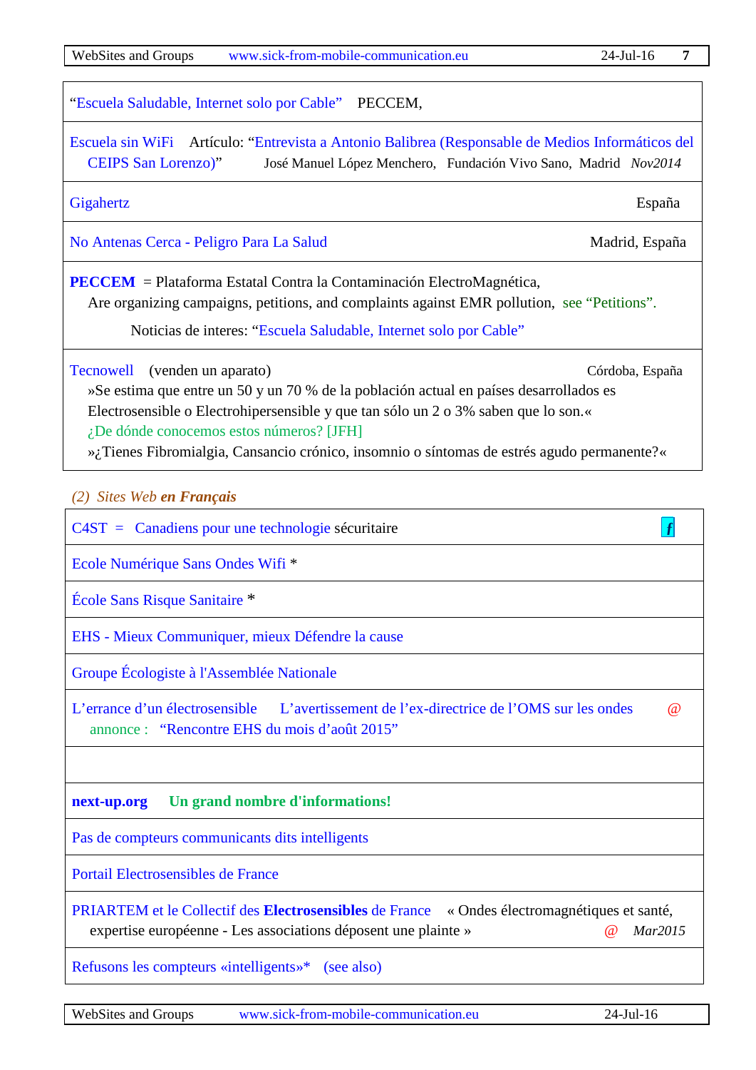| |
|---|
| "Escuela Saludable, Internet solo por Cable" PECCEM, |
| Escuela sin WiFi Artículo: "Entrevista a Antonio Balibrea (Responsable de Medios Informáticos del CEIPS San Lorenzo)" José Manuel López Menchero, Fundación Vivo Sano, Madrid *Nov2014* |
| Gigahertz España |
| No Antenas Cerca - Peligro Para La Salud Madrid, España |
| **PECCEM** = Plataforma Estatal Contra la Contaminación ElectroMagnética, Are organizing campaigns, petitions, and complaints against EMR pollution, see "Petitions". Noticias de interes: "Escuela Saludable, Internet solo por Cable" |
| Tecnowell (venden un aparato) Córdoba, España »Se estima que entre un 50 y un 70 % de la población actual en países desarrollados es Electrosensible o Electrohipersensible y que tan sólo un 2 o 3% saben que lo son.« ¿De dónde conocemos estos números? [JFH] »¿Tienes Fibromialgia, Cansancio crónico, insomnio o síntomas de estrés agudo permanente?« |

*(2) Sites Web **en Français***

| |
|---|
| C4ST = Canadiens pour une technologie sécuritaire *f* |
| Ecole Numérique Sans Ondes Wifi * |
| École Sans Risque Sanitaire * |
| EHS - Mieux Communiquer, mieux Défendre la cause |
| Groupe Écologiste à l'Assemblée Nationale |
| L'errance d'un électrosensible L'avertissement de l'ex-directrice de l'OMS sur les ondes @ annonce : "Rencontre EHS du mois d'août 2015" |
| |
| **next-up.org** **Un grand nombre d'informations!** |
| Pas de compteurs communicants dits intelligents |
| Portail Electrosensibles de France |
| PRIARTEM et le Collectif des **Electrosensibles** de France « Ondes électromagnétiques et santé, expertise européenne - Les associations déposent une plainte » @ *Mar2015* |
| Refusons les compteurs «intelligents»* (see also) |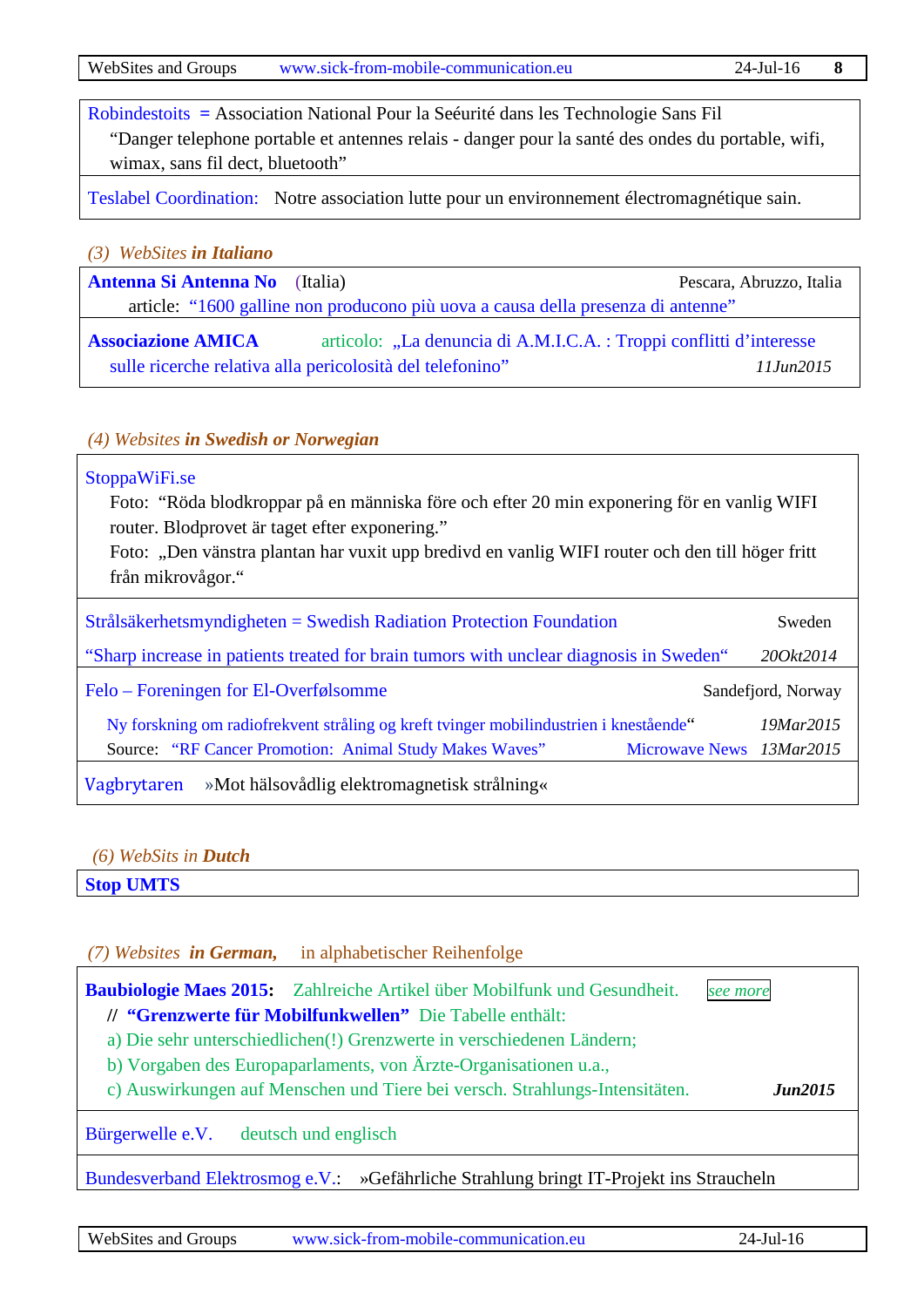Robindestoits = Association National Pour la Seéurité dans les Technologie Sans Fil
"Danger telephone portable et antennes relais - danger pour la santé des ondes du portable, wifi, wimax, sans fil dect, bluetooth"

Teslabel Coordination: Notre association lutte pour un environnement électromagnétique sain.

### *(3) WebSites **in Italiano***

**Antenna Si Antenna No** (Italia) Pescara, Abruzzo, Italia
article: "1600 galline non producono più uova a causa della presenza di antenne"

**Associazione AMICA** articolo: „La denuncia di A.M.I.C.A. : Troppi conflitti d'interesse sulle ricerche relativa alla pericolosità del telefonino" *11Jun2015*

### *(4) Websites **in Swedish or Norwegian***

StoppaWiFi.se
Foto: "Röda blodkroppar på en människa före och efter 20 min exponering för en vanlig WIFI router. Blodprovet är taget efter exponering."
Foto: „Den vänstra plantan har vuxit upp bredivd en vanlig WIFI router och den till höger fritt från mikrovågor."

Strålsäkerhetsmyndigheten = Swedish Radiation Protection Foundation Sweden
"Sharp increase in patients treated for brain tumors with unclear diagnosis in Sweden" *20Okt2014*

Felo – Foreningen for El-Overfølsomme Sandefjord, Norway
Ny forskning om radiofrekvent stråling og kreft tvinger mobilindustrien i knestående" *19Mar2015*
Source: "RF Cancer Promotion: Animal Study Makes Waves" Microwave News *13Mar2015*

Vagbrytaren »Mot hälsovådlig elektromagnetisk strålning«

### *(6) WebSits in **Dutch***

**Stop UMTS**

### *(7) Websites **in German,*** in alphabetischer Reihenfolge

**Baubiologie Maes 2015:** Zahlreiche Artikel über Mobilfunk und Gesundheit. *see more*
**// "Grenzwerte für Mobilfunkwellen"** Die Tabelle enthält:
a) Die sehr unterschiedlichen(!) Grenzwerte in verschiedenen Ländern;
b) Vorgaben des Europaparlaments, von Ärzte-Organisationen u.a.,
c) Auswirkungen auf Menschen und Tiere bei versch. Strahlungs-Intensitäten. ***Jun2015***

Bürgerwelle e.V. deutsch und englisch

Bundesverband Elektrosmog e.V.: »Gefährliche Strahlung bringt IT-Projekt ins Straucheln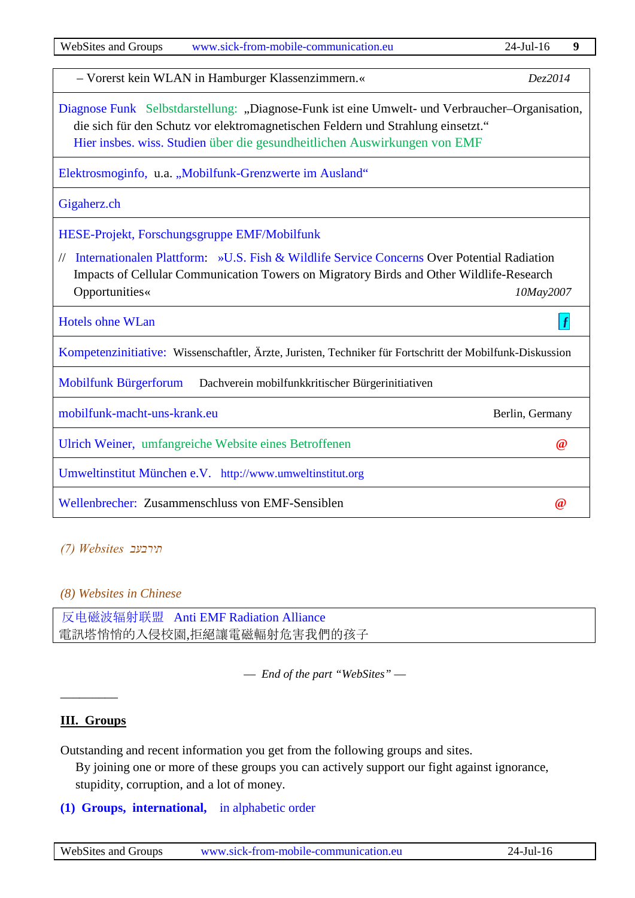| |
|---|
| – Vorerst kein WLAN in Hamburger Klassenzimmern.« *Dez2014* |
| Diagnose Funk Selbstdarstellung: „Diagnose-Funk ist eine Umwelt- und Verbraucher–Organisation, die sich für den Schutz vor elektromagnetischen Feldern und Strahlung einsetzt.“ Hier insbes. wiss. Studien über die gesundheitlichen Auswirkungen von EMF |
| Elektrosmoginfo, u.a. „Mobilfunk-Grenzwerte im Ausland“ |
| Gigaherz.ch |
| HESE-Projekt, Forschungsgruppe EMF/Mobilfunk // Internationalen Plattform: »U.S. Fish & Wildlife Service Concerns Over Potential Radiation Impacts of Cellular Communication Towers on Migratory Birds and Other Wildlife-Research Opportunities« *10May2007* |
| Hotels ohne WLan f |
| Kompetenzinitiative: Wissenschaftler, Ärzte, Juristen, Techniker für Fortschritt der Mobilfunk-Diskussion |
| Mobilfunk Bürgerforum Dachverein mobilfunkkritischer Bürgerinitiativen |
| mobilfunk-macht-uns-krank.eu Berlin, Germany |
| Ulrich Weiner, umfangreiche Website eines Betroffenen @ |
| Umweltinstitut München e.V. http://www.umweltinstitut.org |
| Wellenbrecher: Zusammenschluss von EMF-Sensiblen @ |

*(7) Websites בעברית*

*(8) Websites in Chinese*

| |
|---|
| 反电磁波辐射联盟 Anti EMF Radiation Alliance 電訊塔悄悄的入侵校園,拒絕讓電磁輻射危害我們的孩子 |

— *End of the part “WebSites”* —

---

## III. Groups

Outstanding and recent information you get from the following groups and sites.
By joining one or more of these groups you can actively support our fight against ignorance, stupidity, corruption, and a lot of money.

**(1) Groups, international,** in alphabetic order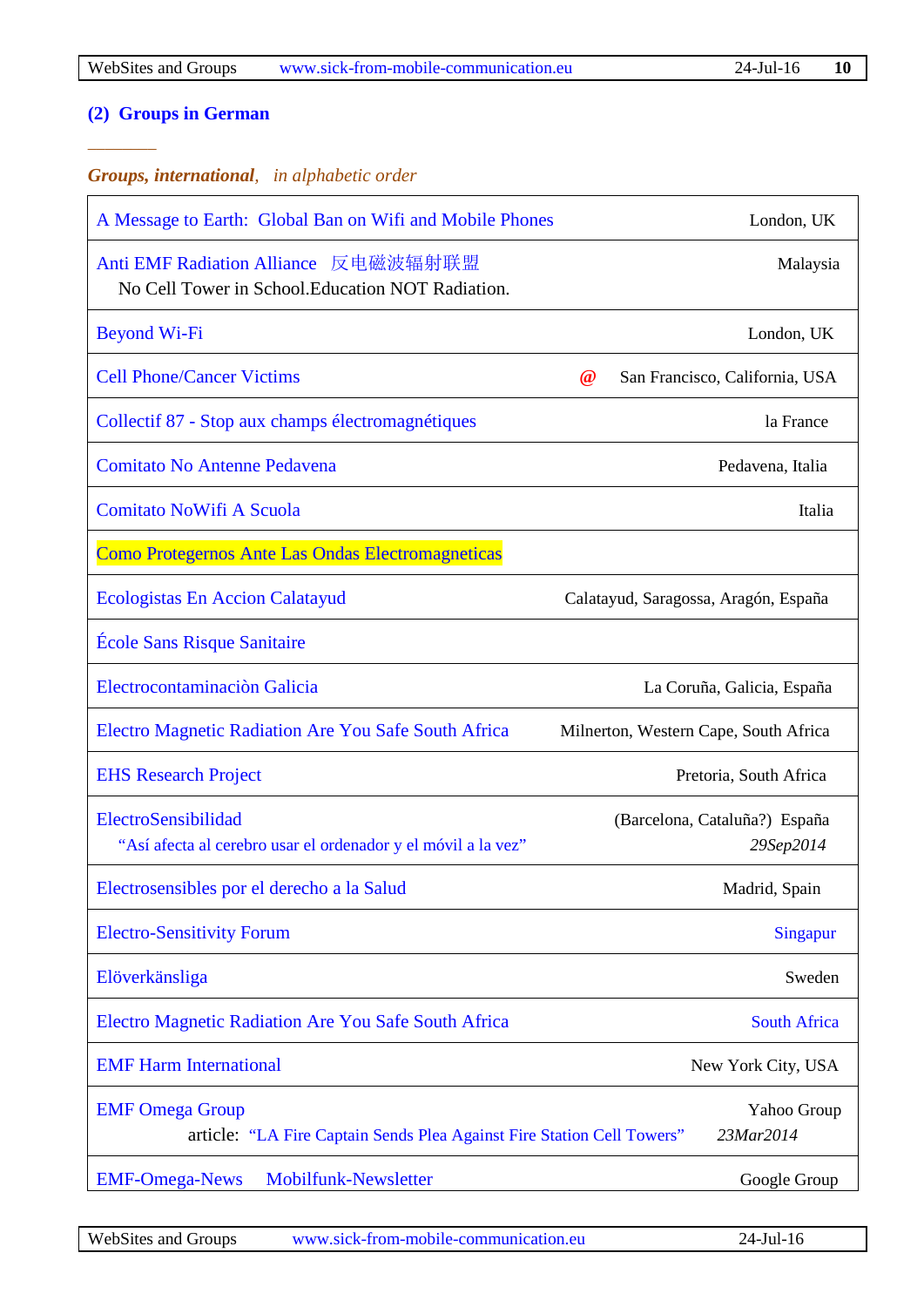## (2) Groups in German

---

***Groups, international****, in alphabetic order*

| Group | Location |
|---|---|
| A Message to Earth: Global Ban on Wifi and Mobile Phones | London, UK |
| Anti EMF Radiation Alliance 反电磁波辐射联盟<br>No Cell Tower in School.Education NOT Radiation. | Malaysia |
| Beyond Wi-Fi | London, UK |
| Cell Phone/Cancer Victims @ | San Francisco, California, USA |
| Collectif 87 - Stop aux champs électromagnétiques | la France |
| Comitato No Antenne Pedavena | Pedavena, Italia |
| Comitato NoWifi A Scuola | Italia |
| Como Protegernos Ante Las Ondas Electromagneticas | |
| Ecologistas En Accion Calatayud | Calatayud, Saragossa, Aragón, España |
| École Sans Risque Sanitaire | |
| Electrocontaminaciòn Galicia | La Coruña, Galicia, España |
| Electro Magnetic Radiation Are You Safe South Africa | Milnerton, Western Cape, South Africa |
| EHS Research Project | Pretoria, South Africa |
| ElectroSensibilidad<br>"Así afecta al cerebro usar el ordenador y el móvil a la vez" | (Barcelona, Cataluña?) España<br>*29Sep2014* |
| Electrosensibles por el derecho a la Salud | Madrid, Spain |
| Electro-Sensitivity Forum | Singapur |
| Elöverkänsliga | Sweden |
| Electro Magnetic Radiation Are You Safe South Africa | South Africa |
| EMF Harm International | New York City, USA |
| EMF Omega Group<br>article: "LA Fire Captain Sends Plea Against Fire Station Cell Towers" | Yahoo Group<br>*23Mar2014* |
| EMF-Omega-News Mobilfunk-Newsletter | Google Group |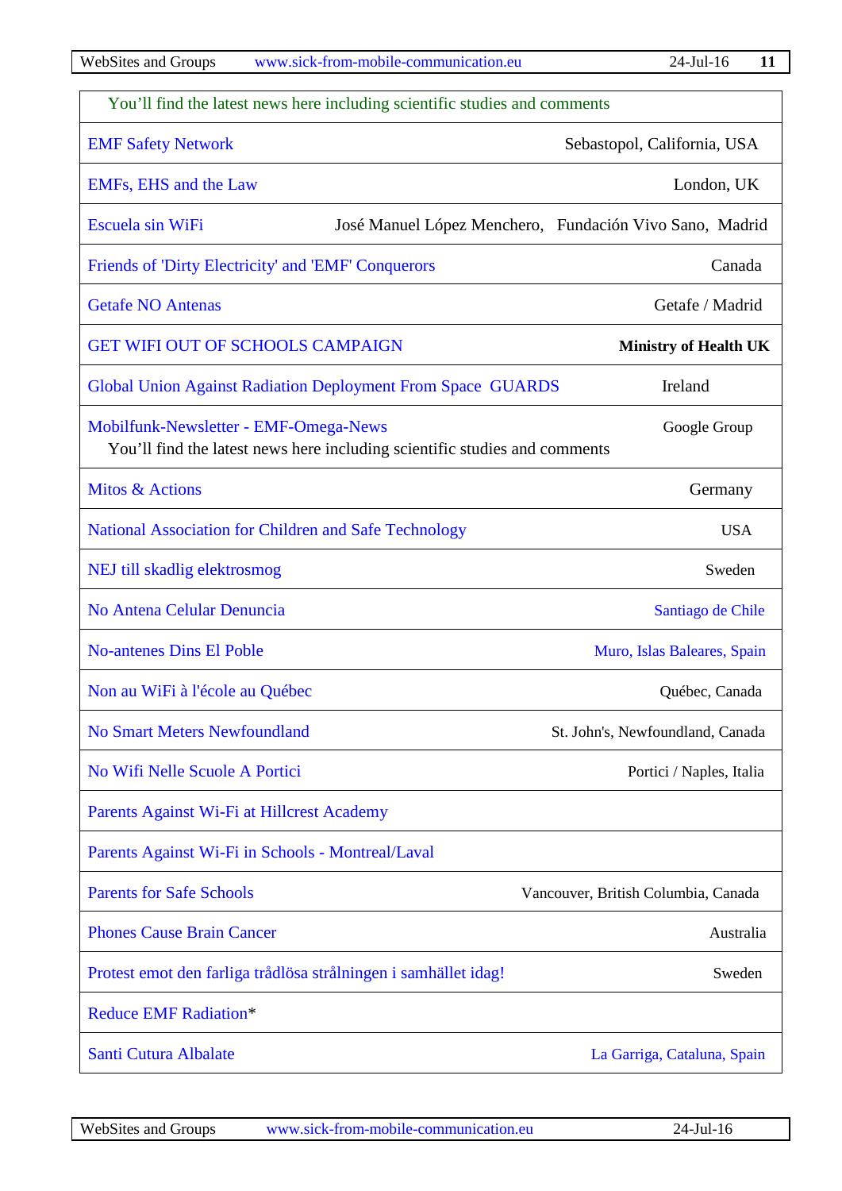| You'll find the latest news here including scientific studies and comments | |
|---|---|
| EMF Safety Network | Sebastopol, California, USA |
| EMFs, EHS and the Law | London, UK |
| Escuela sin WiFi | José Manuel López Menchero, Fundación Vivo Sano, Madrid |
| Friends of 'Dirty Electricity' and 'EMF' Conquerors | Canada |
| Getafe NO Antenas | Getafe / Madrid |
| GET WIFI OUT OF SCHOOLS CAMPAIGN | **Ministry of Health UK** |
| Global Union Against Radiation Deployment From Space GUARDS | Ireland |
| Mobilfunk-Newsletter - EMF-Omega-News<br>You'll find the latest news here including scientific studies and comments | Google Group |
| Mitos & Actions | Germany |
| National Association for Children and Safe Technology | USA |
| NEJ till skadlig elektrosmog | Sweden |
| No Antena Celular Denuncia | Santiago de Chile |
| No-antenes Dins El Poble | Muro, Islas Baleares, Spain |
| Non au WiFi à l'école au Québec | Québec, Canada |
| No Smart Meters Newfoundland | St. John's, Newfoundland, Canada |
| No Wifi Nelle Scuole A Portici | Portici / Naples, Italia |
| Parents Against Wi-Fi at Hillcrest Academy | |
| Parents Against Wi-Fi in Schools - Montreal/Laval | |
| Parents for Safe Schools | Vancouver, British Columbia, Canada |
| Phones Cause Brain Cancer | Australia |
| Protest emot den farliga trådlösa strålningen i samhället idag! | Sweden |
| Reduce EMF Radiation* | |
| Santi Cutura Albalate | La Garriga, Cataluna, Spain |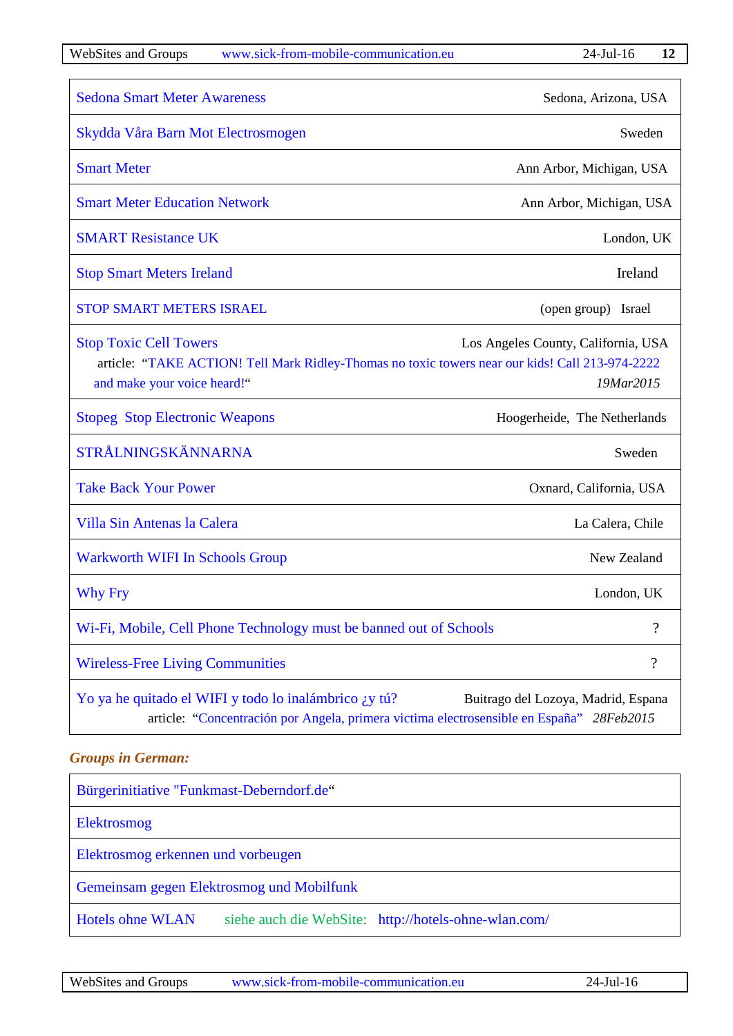| | |
|---|---|
| Sedona Smart Meter Awareness | Sedona, Arizona, USA |
| Skydda Våra Barn Mot Electrosmogen | Sweden |
| Smart Meter | Ann Arbor, Michigan, USA |
| Smart Meter Education Network | Ann Arbor, Michigan, USA |
| SMART Resistance UK | London, UK |
| Stop Smart Meters Ireland | Ireland |
| STOP SMART METERS ISRAEL | (open group) Israel |
| Stop Toxic Cell Towers<br>article: "TAKE ACTION! Tell Mark Ridley-Thomas no toxic towers near our kids! Call 213-974-2222 and make your voice heard!" | Los Angeles County, California, USA<br>*19Mar2015* |
| Stopeg Stop Electronic Weapons | Hoogerheide, The Netherlands |
| STRÅLNINGSKÄNNARNA | Sweden |
| Take Back Your Power | Oxnard, California, USA |
| Villa Sin Antenas la Calera | La Calera, Chile |
| Warkworth WIFI In Schools Group | New Zealand |
| Why Fry | London, UK |
| Wi-Fi, Mobile, Cell Phone Technology must be banned out of Schools | ? |
| Wireless-Free Living Communities | ? |
| Yo ya he quitado el WIFI y todo lo inalámbrico ¿y tú?<br>article: "Concentración por Angela, primera victima electrosensible en España" | Buitrago del Lozoya, Madrid, Espana<br>*28Feb2015* |

***Groups in German:***

| |
|---|
| Bürgerinitiative "Funkmast-Deberndorf.de" |
| Elektrosmog |
| Elektrosmog erkennen und vorbeugen |
| Gemeinsam gegen Elektrosmog und Mobilfunk |
| Hotels ohne WLAN siehe auch die WebSite: http://hotels-ohne-wlan.com/ |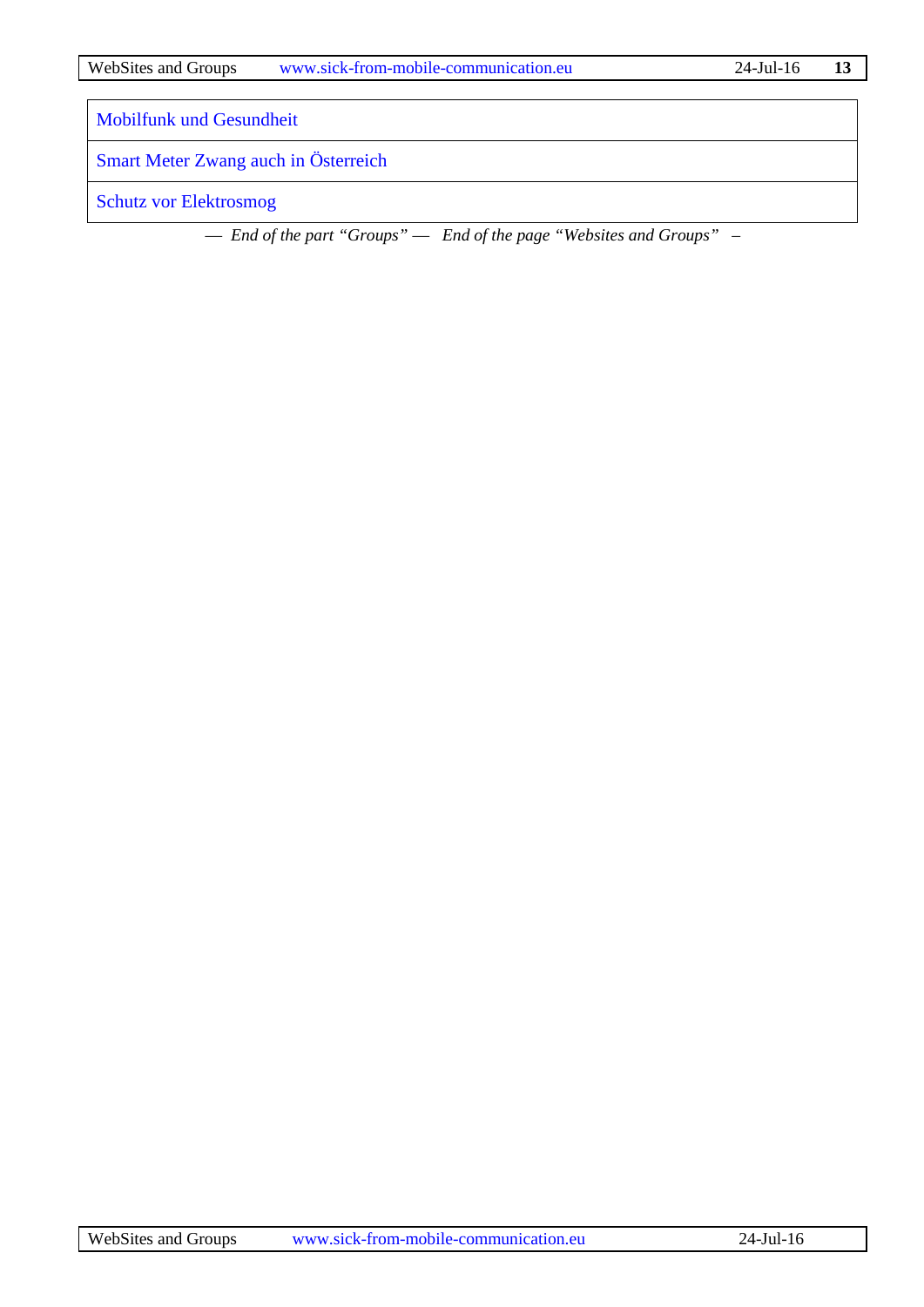| |
|---|
| Mobilfunk und Gesundheit |
| Smart Meter Zwang auch in Österreich |
| Schutz vor Elektrosmog |

*— End of the part “Groups” — End of the page “Websites and Groups” –*